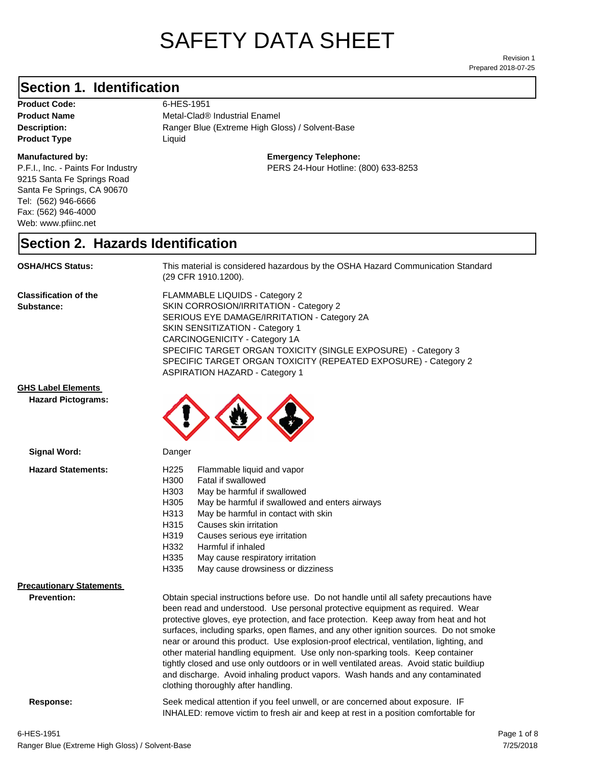# SAFETY DATA SHEET

Revision 1
Prepared 2018-07-25

## Section 1. Identification

**Product Code:** 6-HES-1951
**Product Name** Metal-Clad® Industrial Enamel
**Description:** Ranger Blue (Extreme High Gloss) / Solvent-Base
**Product Type** Liquid

**Manufactured by:**
P.F.I., Inc. - Paints For Industry
9215 Santa Fe Springs Road
Santa Fe Springs, CA 90670
Tel: (562) 946-6666
Fax: (562) 946-4000
Web: www.pfiinc.net

**Emergency Telephone:**
PERS 24-Hour Hotline: (800) 633-8253

## Section 2. Hazards Identification

**OSHA/HCS Status:** This material is considered hazardous by the OSHA Hazard Communication Standard (29 CFR 1910.1200).

**Classification of the Substance:**
FLAMMABLE LIQUIDS - Category 2
SKIN CORROSION/IRRITATION - Category 2
SERIOUS EYE DAMAGE/IRRITATION - Category 2A
SKIN SENSITIZATION - Category 1
CARCINOGENICITY - Category 1A
SPECIFIC TARGET ORGAN TOXICITY (SINGLE EXPOSURE) - Category 3
SPECIFIC TARGET ORGAN TOXICITY (REPEATED EXPOSURE) - Category 2
ASPIRATION HAZARD - Category 1

**GHS Label Elements**

**Hazard Pictograms:**

**Signal Word:** Danger

**Hazard Statements:**

- H225 Flammable liquid and vapor
- H300 Fatal if swallowed
- H303 May be harmful if swallowed
- H305 May be harmful if swallowed and enters airways
- H313 May be harmful in contact with skin
- H315 Causes skin irritation
- H319 Causes serious eye irritation
- H332 Harmful if inhaled
- H335 May cause respiratory irritation
- H335 May cause drowsiness or dizziness

**Precautionary Statements**

**Prevention:** Obtain special instructions before use. Do not handle until all safety precautions have been read and understood. Use personal protective equipment as required. Wear protective gloves, eye protection, and face protection. Keep away from heat and hot surfaces, including sparks, open flames, and any other ignition sources. Do not smoke near or around this product. Use explosion-proof electrical, ventilation, lighting, and other material handling equipment. Use only non-sparking tools. Keep container tightly closed and use only outdoors or in well ventilated areas. Avoid static buildiup and discharge. Avoid inhaling product vapors. Wash hands and any contaminated clothing thoroughly after handling.

**Response:** Seek medical attention if you feel unwell, or are concerned about exposure. IF INHALED: remove victim to fresh air and keep at rest in a position comfortable for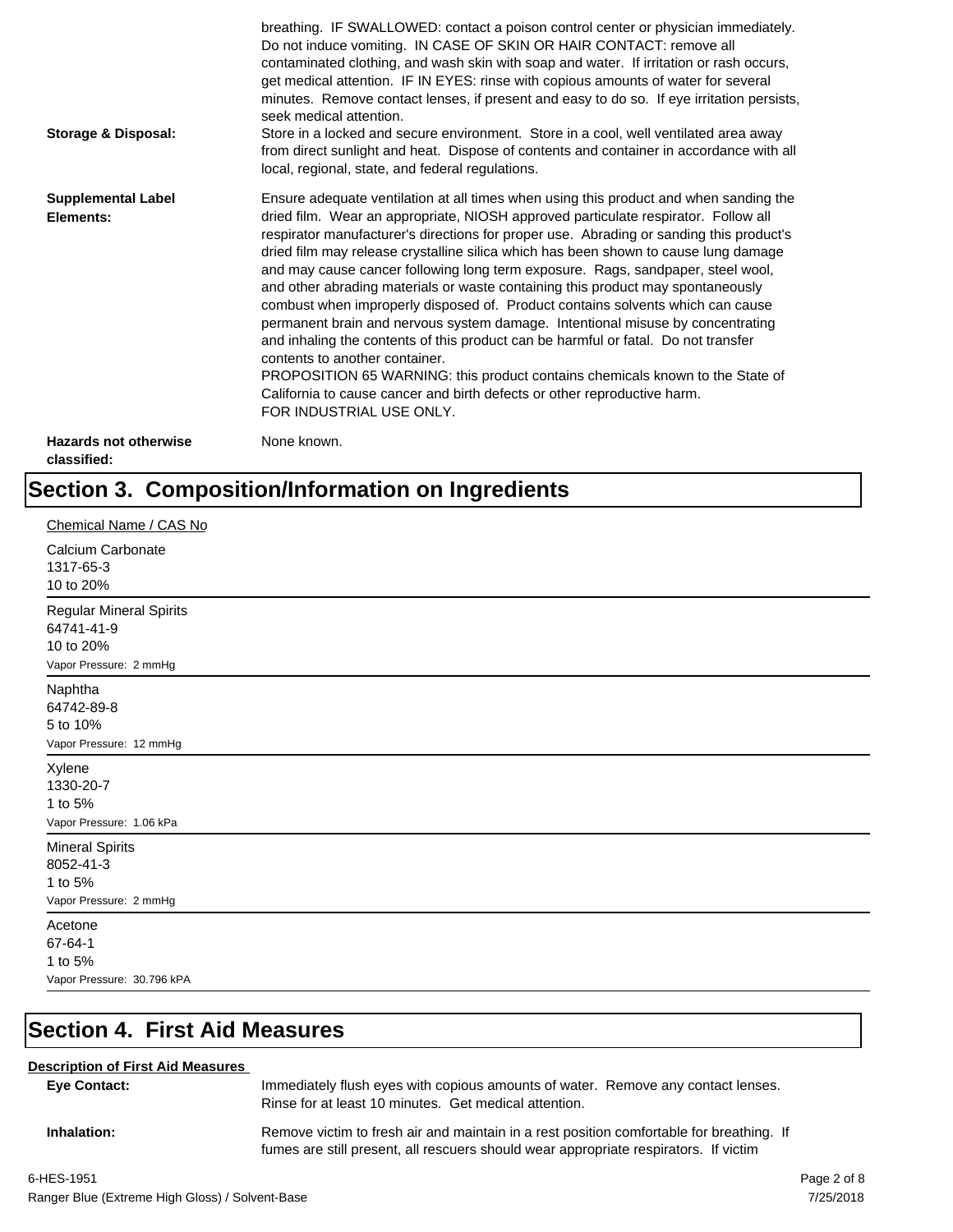**(continued)** breathing. IF SWALLOWED: contact a poison control center or physician immediately. Do not induce vomiting. IN CASE OF SKIN OR HAIR CONTACT: remove all contaminated clothing, and wash skin with soap and water. If irritation or rash occurs, get medical attention. IF IN EYES: rinse with copious amounts of water for several minutes. Remove contact lenses, if present and easy to do so. If eye irritation persists, seek medical attention.

**Storage & Disposal:** Store in a locked and secure environment. Store in a cool, well ventilated area away from direct sunlight and heat. Dispose of contents and container in accordance with all local, regional, state, and federal regulations.

**Supplemental Label Elements:** Ensure adequate ventilation at all times when using this product and when sanding the dried film. Wear an appropriate, NIOSH approved particulate respirator. Follow all respirator manufacturer's directions for proper use. Abrading or sanding this product's dried film may release crystalline silica which has been shown to cause lung damage and may cause cancer following long term exposure. Rags, sandpaper, steel wool, and other abrading materials or waste containing this product may spontaneously combust when improperly disposed of. Product contains solvents which can cause permanent brain and nervous system damage. Intentional misuse by concentrating and inhaling the contents of this product can be harmful or fatal. Do not transfer contents to another container.
PROPOSITION 65 WARNING: this product contains chemicals known to the State of California to cause cancer and birth defects or other reproductive harm.
FOR INDUSTRIAL USE ONLY.

**Hazards not otherwise classified:** None known.

## Section 3. Composition/Information on Ingredients

Chemical Name / CAS No

Calcium Carbonate
1317-65-3
10 to 20%

---

Regular Mineral Spirits
64741-41-9
10 to 20%
Vapor Pressure: 2 mmHg

---

Naphtha
64742-89-8
5 to 10%
Vapor Pressure: 12 mmHg

---

Xylene
1330-20-7
1 to 5%
Vapor Pressure: 1.06 kPa

---

Mineral Spirits
8052-41-3
1 to 5%
Vapor Pressure: 2 mmHg

---

Acetone
67-64-1
1 to 5%
Vapor Pressure: 30.796 kPA

---

## Section 4. First Aid Measures

**Description of First Aid Measures**

**Eye Contact:** Immediately flush eyes with copious amounts of water. Remove any contact lenses. Rinse for at least 10 minutes. Get medical attention.

**Inhalation:** Remove victim to fresh air and maintain in a rest position comfortable for breathing. If fumes are still present, all rescuers should wear appropriate respirators. If victim

6-HES-1951
Ranger Blue (Extreme High Gloss) / Solvent-Base
7/25/2018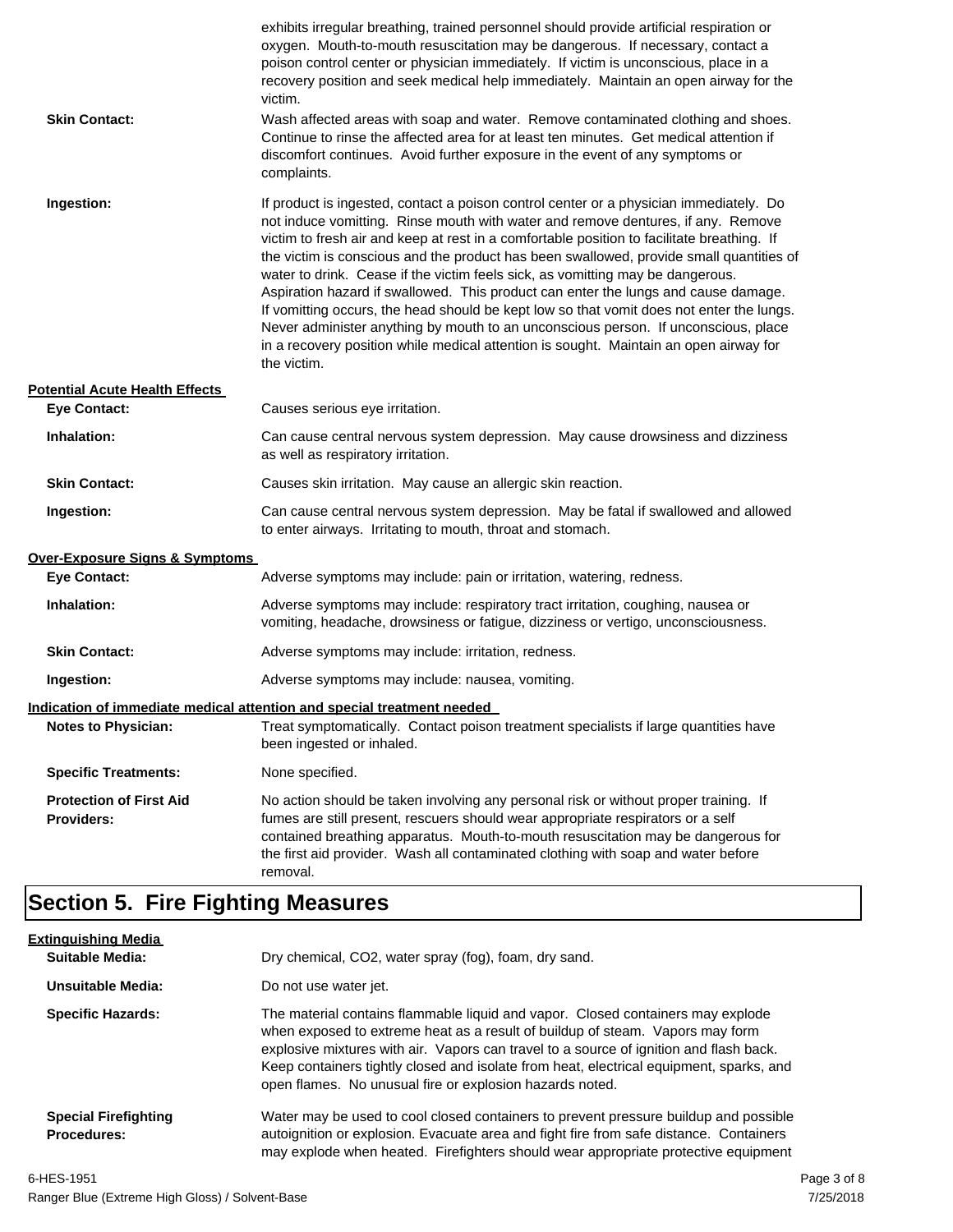exhibits irregular breathing, trained personnel should provide artificial respiration or oxygen. Mouth-to-mouth resuscitation may be dangerous. If necessary, contact a poison control center or physician immediately. If victim is unconscious, place in a recovery position and seek medical help immediately. Maintain an open airway for the victim.

**Skin Contact:** Wash affected areas with soap and water. Remove contaminated clothing and shoes. Continue to rinse the affected area for at least ten minutes. Get medical attention if discomfort continues. Avoid further exposure in the event of any symptoms or complaints.

**Ingestion:** If product is ingested, contact a poison control center or a physician immediately. Do not induce vomitting. Rinse mouth with water and remove dentures, if any. Remove victim to fresh air and keep at rest in a comfortable position to facilitate breathing. If the victim is conscious and the product has been swallowed, provide small quantities of water to drink. Cease if the victim feels sick, as vomitting may be dangerous. Aspiration hazard if swallowed. This product can enter the lungs and cause damage. If vomitting occurs, the head should be kept low so that vomit does not enter the lungs. Never administer anything by mouth to an unconscious person. If unconscious, place in a recovery position while medical attention is sought. Maintain an open airway for the victim.

**Potential Acute Health Effects**

**Eye Contact:** Causes serious eye irritation.

**Inhalation:** Can cause central nervous system depression. May cause drowsiness and dizziness as well as respiratory irritation.

**Skin Contact:** Causes skin irritation. May cause an allergic skin reaction.

**Ingestion:** Can cause central nervous system depression. May be fatal if swallowed and allowed to enter airways. Irritating to mouth, throat and stomach.

**Over-Exposure Signs & Symptoms**

**Eye Contact:** Adverse symptoms may include: pain or irritation, watering, redness.

**Inhalation:** Adverse symptoms may include: respiratory tract irritation, coughing, nausea or vomiting, headache, drowsiness or fatigue, dizziness or vertigo, unconsciousness.

**Skin Contact:** Adverse symptoms may include: irritation, redness.

**Ingestion:** Adverse symptoms may include: nausea, vomiting.

**Indication of immediate medical attention and special treatment needed**

**Notes to Physician:** Treat symptomatically. Contact poison treatment specialists if large quantities have been ingested or inhaled.

**Specific Treatments:** None specified.

**Protection of First Aid Providers:** No action should be taken involving any personal risk or without proper training. If fumes are still present, rescuers should wear appropriate respirators or a self contained breathing apparatus. Mouth-to-mouth resuscitation may be dangerous for the first aid provider. Wash all contaminated clothing with soap and water before removal.

# Section 5. Fire Fighting Measures

**Extinguishing Media**

**Suitable Media:** Dry chemical, $CO_2$, water spray (fog), foam, dry sand.

**Unsuitable Media:** Do not use water jet.

**Specific Hazards:** The material contains flammable liquid and vapor. Closed containers may explode when exposed to extreme heat as a result of buildup of steam. Vapors may form explosive mixtures with air. Vapors can travel to a source of ignition and flash back. Keep containers tightly closed and isolate from heat, electrical equipment, sparks, and open flames. No unusual fire or explosion hazards noted.

**Special Firefighting Procedures:** Water may be used to cool closed containers to prevent pressure buildup and possible autoignition or explosion. Evacuate area and fight fire from safe distance. Containers may explode when heated. Firefighters should wear appropriate protective equipment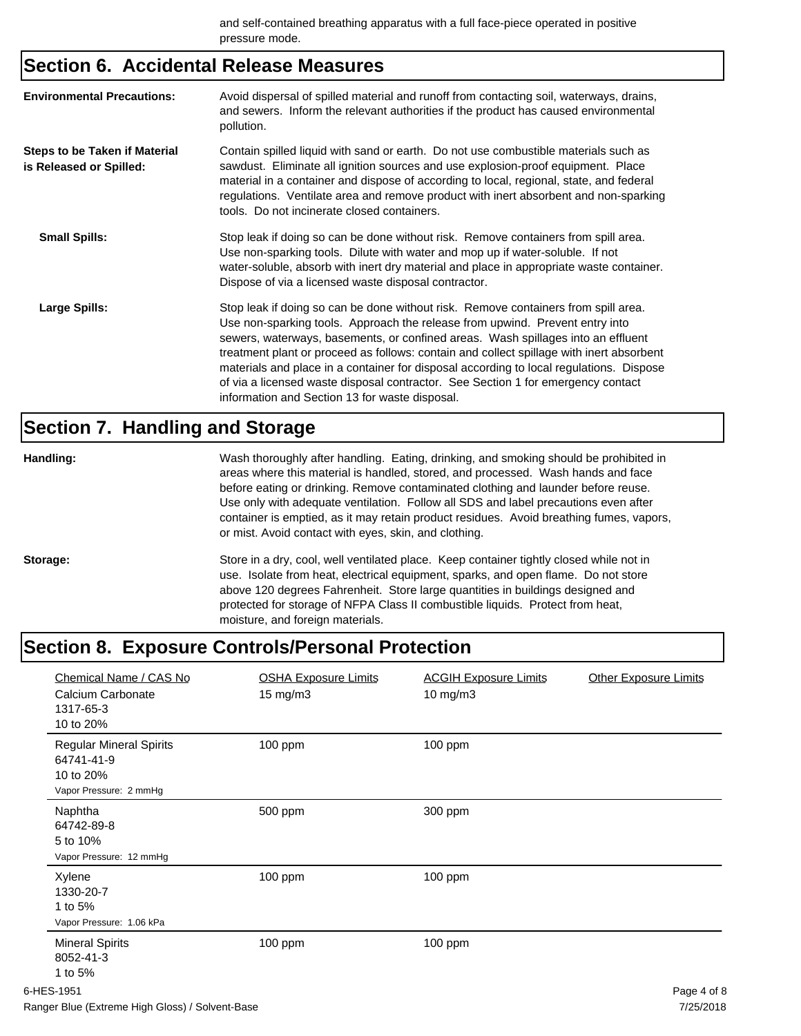and self-contained breathing apparatus with a full face-piece operated in positive pressure mode.

## Section 6. Accidental Release Measures

**Environmental Precautions:** Avoid dispersal of spilled material and runoff from contacting soil, waterways, drains, and sewers. Inform the relevant authorities if the product has caused environmental pollution.

**Steps to be Taken if Material is Released or Spilled:** Contain spilled liquid with sand or earth. Do not use combustible materials such as sawdust. Eliminate all ignition sources and use explosion-proof equipment. Place material in a container and dispose of according to local, regional, state, and federal regulations. Ventilate area and remove product with inert absorbent and non-sparking tools. Do not incinerate closed containers.

**Small Spills:** Stop leak if doing so can be done without risk. Remove containers from spill area. Use non-sparking tools. Dilute with water and mop up if water-soluble. If not water-soluble, absorb with inert dry material and place in appropriate waste container. Dispose of via a licensed waste disposal contractor.

**Large Spills:** Stop leak if doing so can be done without risk. Remove containers from spill area. Use non-sparking tools. Approach the release from upwind. Prevent entry into sewers, waterways, basements, or confined areas. Wash spillages into an effluent treatment plant or proceed as follows: contain and collect spillage with inert absorbent materials and place in a container for disposal according to local regulations. Dispose of via a licensed waste disposal contractor. See Section 1 for emergency contact information and Section 13 for waste disposal.

## Section 7. Handling and Storage

**Handling:** Wash thoroughly after handling. Eating, drinking, and smoking should be prohibited in areas where this material is handled, stored, and processed. Wash hands and face before eating or drinking. Remove contaminated clothing and launder before reuse. Use only with adequate ventilation. Follow all SDS and label precautions even after container is emptied, as it may retain product residues. Avoid breathing fumes, vapors, or mist. Avoid contact with eyes, skin, and clothing.

**Storage:** Store in a dry, cool, well ventilated place. Keep container tightly closed while not in use. Isolate from heat, electrical equipment, sparks, and open flame. Do not store above 120 degrees Fahrenheit. Store large quantities in buildings designed and protected for storage of NFPA Class II combustible liquids. Protect from heat, moisture, and foreign materials.

## Section 8. Exposure Controls/Personal Protection

| Chemical Name / CAS No | OSHA Exposure Limits | ACGIH Exposure Limits | Other Exposure Limits |
|---|---|---|---|
| Calcium Carbonate<br>1317-65-3<br>10 to 20% | 15 mg/m3 | 10 mg/m3 | |
| Regular Mineral Spirits<br>64741-41-9<br>10 to 20%<br>Vapor Pressure: 2 mmHg | 100 ppm | 100 ppm | |
| Naphtha<br>64742-89-8<br>5 to 10%<br>Vapor Pressure: 12 mmHg | 500 ppm | 300 ppm | |
| Xylene<br>1330-20-7<br>1 to 5%<br>Vapor Pressure: 1.06 kPa | 100 ppm | 100 ppm | |
| Mineral Spirits<br>8052-41-3<br>1 to 5% | 100 ppm | 100 ppm | |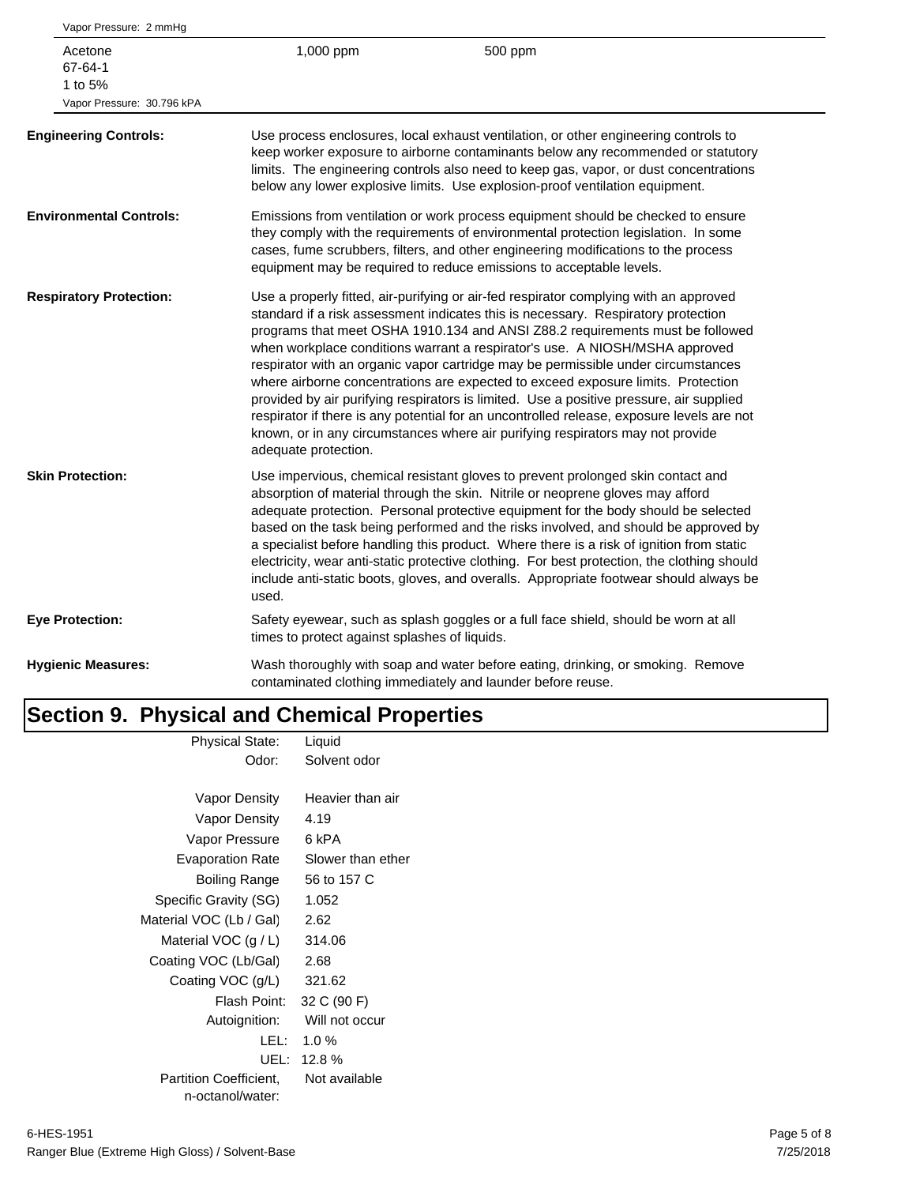| | | |
|---|---|---|
| Vapor Pressure: 2 mmHg | | |
| Acetone<br>67-64-1<br>1 to 5%<br>Vapor Pressure: 30.796 kPA | 1,000 ppm | 500 ppm |

**Engineering Controls:** Use process enclosures, local exhaust ventilation, or other engineering controls to keep worker exposure to airborne contaminants below any recommended or statutory limits. The engineering controls also need to keep gas, vapor, or dust concentrations below any lower explosive limits. Use explosion-proof ventilation equipment.

**Environmental Controls:** Emissions from ventilation or work process equipment should be checked to ensure they comply with the requirements of environmental protection legislation. In some cases, fume scrubbers, filters, and other engineering modifications to the process equipment may be required to reduce emissions to acceptable levels.

**Respiratory Protection:** Use a properly fitted, air-purifying or air-fed respirator complying with an approved standard if a risk assessment indicates this is necessary. Respiratory protection programs that meet OSHA 1910.134 and ANSI Z88.2 requirements must be followed when workplace conditions warrant a respirator's use. A NIOSH/MSHA approved respirator with an organic vapor cartridge may be permissible under circumstances where airborne concentrations are expected to exceed exposure limits. Protection provided by air purifying respirators is limited. Use a positive pressure, air supplied respirator if there is any potential for an uncontrolled release, exposure levels are not known, or in any circumstances where air purifying respirators may not provide adequate protection.

**Skin Protection:** Use impervious, chemical resistant gloves to prevent prolonged skin contact and absorption of material through the skin. Nitrile or neoprene gloves may afford adequate protection. Personal protective equipment for the body should be selected based on the task being performed and the risks involved, and should be approved by a specialist before handling this product. Where there is a risk of ignition from static electricity, wear anti-static protective clothing. For best protection, the clothing should include anti-static boots, gloves, and overalls. Appropriate footwear should always be used.

**Eye Protection:** Safety eyewear, such as splash goggles or a full face shield, should be worn at all times to protect against splashes of liquids.

**Hygienic Measures:** Wash thoroughly with soap and water before eating, drinking, or smoking. Remove contaminated clothing immediately and launder before reuse.

# Section 9. Physical and Chemical Properties

| Property | Value |
|---|---|
| Physical State: | Liquid |
| Odor: | Solvent odor |
| Vapor Density | Heavier than air |
| Vapor Density | 4.19 |
| Vapor Pressure | 6 kPA |
| Evaporation Rate | Slower than ether |
| Boiling Range | 56 to 157 C |
| Specific Gravity (SG) | 1.052 |
| Material VOC (Lb / Gal) | 2.62 |
| Material VOC (g / L) | 314.06 |
| Coating VOC (Lb/Gal) | 2.68 |
| Coating VOC (g/L) | 321.62 |
| Flash Point: | 32 C (90 F) |
| Autoignition: | Will not occur |
| LEL: | 1.0 % |
| UEL: | 12.8 % |
| Partition Coefficient, n-octanol/water: | Not available |

6-HES-1951
Ranger Blue (Extreme High Gloss) / Solvent-Base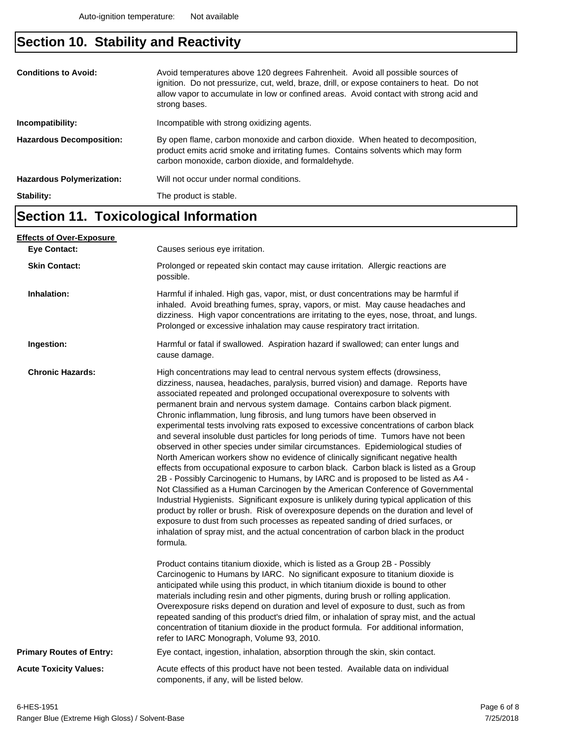Auto-ignition temperature: Not available

## Section 10. Stability and Reactivity

**Conditions to Avoid:** Avoid temperatures above 120 degrees Fahrenheit. Avoid all possible sources of ignition. Do not pressurize, cut, weld, braze, drill, or expose containers to heat. Do not allow vapor to accumulate in low or confined areas. Avoid contact with strong acid and strong bases.

**Incompatibility:** Incompatible with strong oxidizing agents.

**Hazardous Decomposition:** By open flame, carbon monoxide and carbon dioxide. When heated to decomposition, product emits acrid smoke and irritating fumes. Contains solvents which may form carbon monoxide, carbon dioxide, and formaldehyde.

**Hazardous Polymerization:** Will not occur under normal conditions.

**Stability:** The product is stable.

## Section 11. Toxicological Information

**Effects of Over-Exposure**

**Eye Contact:** Causes serious eye irritation.

**Skin Contact:** Prolonged or repeated skin contact may cause irritation. Allergic reactions are possible.

**Inhalation:** Harmful if inhaled. High gas, vapor, mist, or dust concentrations may be harmful if inhaled. Avoid breathing fumes, spray, vapors, or mist. May cause headaches and dizziness. High vapor concentrations are irritating to the eyes, nose, throat, and lungs. Prolonged or excessive inhalation may cause respiratory tract irritation.

**Ingestion:** Harmful or fatal if swallowed. Aspiration hazard if swallowed; can enter lungs and cause damage.

**Chronic Hazards:** High concentrations may lead to central nervous system effects (drowsiness, dizziness, nausea, headaches, paralysis, burred vision) and damage. Reports have associated repeated and prolonged occupational overexposure to solvents with permanent brain and nervous system damage. Contains carbon black pigment. Chronic inflammation, lung fibrosis, and lung tumors have been observed in experimental tests involving rats exposed to excessive concentrations of carbon black and several insoluble dust particles for long periods of time. Tumors have not been observed in other species under similar circumstances. Epidemiological studies of North American workers show no evidence of clinically significant negative health effects from occupational exposure to carbon black. Carbon black is listed as a Group 2B - Possibly Carcinogenic to Humans, by IARC and is proposed to be listed as A4 - Not Classified as a Human Carcinogen by the American Conference of Governmental Industrial Hygienists. Significant exposure is unlikely during typical application of this product by roller or brush. Risk of overexposure depends on the duration and level of exposure to dust from such processes as repeated sanding of dried surfaces, or inhalation of spray mist, and the actual concentration of carbon black in the product formula.

Product contains titanium dioxide, which is listed as a Group 2B - Possibly Carcinogenic to Humans by IARC. No significant exposure to titanium dioxide is anticipated while using this product, in which titanium dioxide is bound to other materials including resin and other pigments, during brush or rolling application. Overexposure risks depend on duration and level of exposure to dust, such as from repeated sanding of this product's dried film, or inhalation of spray mist, and the actual concentration of titanium dioxide in the product formula. For additional information, refer to IARC Monograph, Volume 93, 2010.

**Primary Routes of Entry:** Eye contact, ingestion, inhalation, absorption through the skin, skin contact.

**Acute Toxicity Values:** Acute effects of this product have not been tested. Available data on individual components, if any, will be listed below.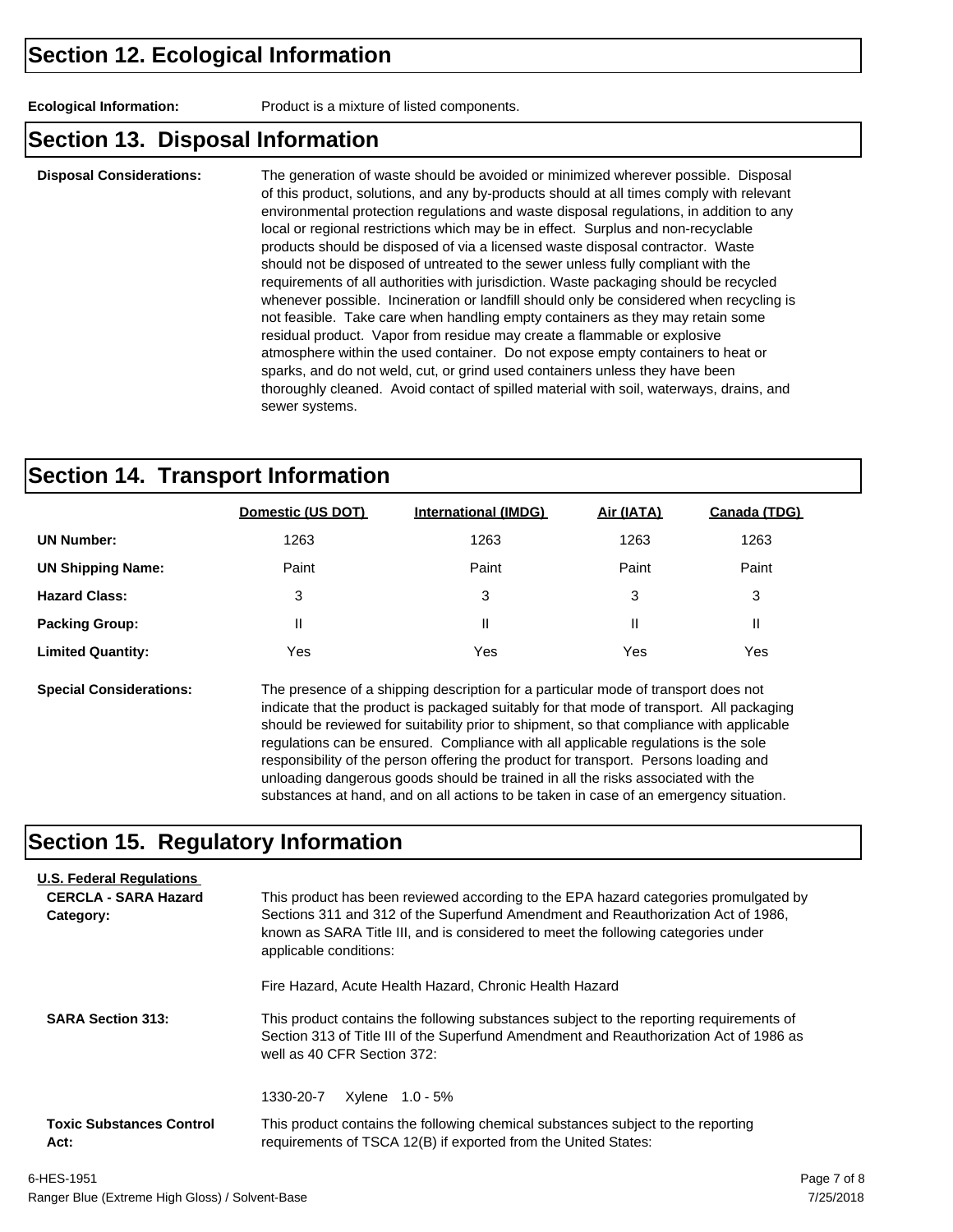## Section 12. Ecological Information

**Ecological Information:** Product is a mixture of listed components.

## Section 13. Disposal Information

**Disposal Considerations:** The generation of waste should be avoided or minimized wherever possible. Disposal of this product, solutions, and any by-products should at all times comply with relevant environmental protection regulations and waste disposal regulations, in addition to any local or regional restrictions which may be in effect. Surplus and non-recyclable products should be disposed of via a licensed waste disposal contractor. Waste should not be disposed of untreated to the sewer unless fully compliant with the requirements of all authorities with jurisdiction. Waste packaging should be recycled whenever possible. Incineration or landfill should only be considered when recycling is not feasible. Take care when handling empty containers as they may retain some residual product. Vapor from residue may create a flammable or explosive atmosphere within the used container. Do not expose empty containers to heat or sparks, and do not weld, cut, or grind used containers unless they have been thoroughly cleaned. Avoid contact of spilled material with soil, waterways, drains, and sewer systems.

## Section 14. Transport Information

| | Domestic (US DOT) | International (IMDG) | Air (IATA) | Canada (TDG) |
|---|---|---|---|---|
| **UN Number:** | 1263 | 1263 | 1263 | 1263 |
| **UN Shipping Name:** | Paint | Paint | Paint | Paint |
| **Hazard Class:** | 3 | 3 | 3 | 3 |
| **Packing Group:** | II | II | II | II |
| **Limited Quantity:** | Yes | Yes | Yes | Yes |

**Special Considerations:** The presence of a shipping description for a particular mode of transport does not indicate that the product is packaged suitably for that mode of transport. All packaging should be reviewed for suitability prior to shipment, so that compliance with applicable regulations can be ensured. Compliance with all applicable regulations is the sole responsibility of the person offering the product for transport. Persons loading and unloading dangerous goods should be trained in all the risks associated with the substances at hand, and on all actions to be taken in case of an emergency situation.

## Section 15. Regulatory Information

**U.S. Federal Regulations**

**CERCLA - SARA Hazard Category:** This product has been reviewed according to the EPA hazard categories promulgated by Sections 311 and 312 of the Superfund Amendment and Reauthorization Act of 1986, known as SARA Title III, and is considered to meet the following categories under applicable conditions:

Fire Hazard, Acute Health Hazard, Chronic Health Hazard

**SARA Section 313:** This product contains the following substances subject to the reporting requirements of Section 313 of Title III of the Superfund Amendment and Reauthorization Act of 1986 as well as 40 CFR Section 372:

1330-20-7 Xylene 1.0 - 5%

**Toxic Substances Control Act:** This product contains the following chemical substances subject to the reporting requirements of TSCA 12(B) if exported from the United States: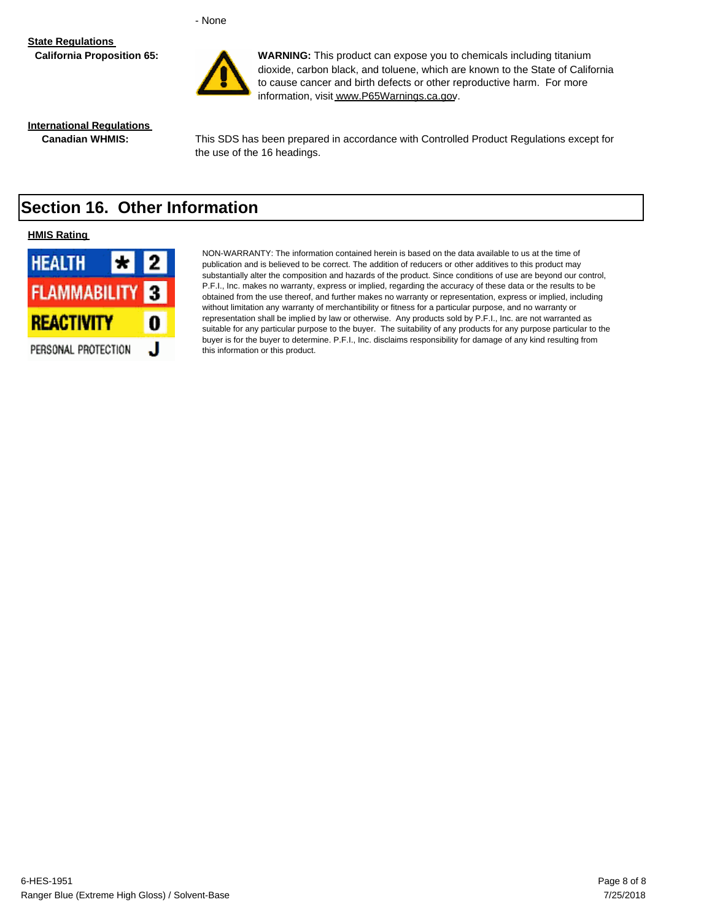- None

**State Regulations**

**California Proposition 65:**

**WARNING:** This product can expose you to chemicals including titanium dioxide, carbon black, and toluene, which are known to the State of California to cause cancer and birth defects or other reproductive harm. For more information, visit www.P65Warnings.ca.gov.

**International Regulations**

**Canadian WHMIS:**

This SDS has been prepared in accordance with Controlled Product Regulations except for the use of the 16 headings.

# Section 16. Other Information

**HMIS Rating**

| | | |
|---|---|---|
| HEALTH | * | 2 |
| FLAMMABILITY | | 3 |
| REACTIVITY | | 0 |
| PERSONAL PROTECTION | | J |

NON-WARRANTY: The information contained herein is based on the data available to us at the time of publication and is believed to be correct. The addition of reducers or other additives to this product may substantially alter the composition and hazards of the product. Since conditions of use are beyond our control, P.F.I., Inc. makes no warranty, express or implied, regarding the accuracy of these data or the results to be obtained from the use thereof, and further makes no warranty or representation, express or implied, including without limitation any warranty of merchantibility or fitness for a particular purpose, and no warranty or representation shall be implied by law or otherwise. Any products sold by P.F.I., Inc. are not warranted as suitable for any particular purpose to the buyer. The suitability of any products for any purpose particular to the buyer is for the buyer to determine. P.F.I., Inc. disclaims responsibility for damage of any kind resulting from this information or this product.